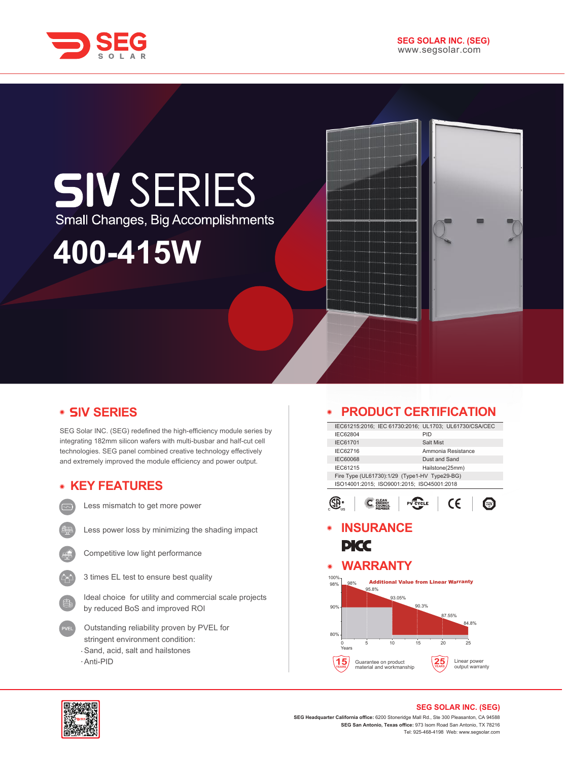SEG SOLAR

**SEG SOLAR INC. (SEG)**
www.segsolar.com

# SIV SERIES

Small Changes, Big Accomplishments

# 400-415W

## SIV SERIES

SEG Solar INC. (SEG) redefined the high-efficiency module series by integrating 182mm silicon wafers with multi-busbar and half-cut cell technologies. SEG panel combined creative technology effectively and extremely improved the module efficiency and power output.

## KEY FEATURES

- Less mismatch to get more power
- Less power loss by minimizing the shading impact
- Competitive low light performance
- 3 times EL test to ensure best quality
- Ideal choice for utility and commercial scale projects by reduced BoS and improved ROI
- Outstanding reliability proven by PVEL for stringent environment condition:
  - Sand, acid, salt and hailstones
  - Anti-PID

## PRODUCT CERTIFICATION

| | |
|---|---|
| IEC61215:2016; IEC 61730:2016; UL1703; UL61730/CSA/CEC | |
| IEC62804 | PID |
| IEC61701 | Salt Mist |
| IEC62716 | Ammonia Resistance |
| IEC60068 | Dust and Sand |
| IEC61215 | Hailstone(25mm) |
| Fire Type (UL61730):1/29 (Type1-HV Type29-BG) | |
| ISO14001:2015; ISO9001:2015; ISO45001:2018 | |

## INSURANCE

PICC

## WARRANTY

Additional Value from Linear Warranty

| Years | 0 | 1 | 5 | 10 | 15 | 20 | 25 |
|---|---|---|---|---|---|---|---|
| Power output | | 98% | 95.8% | 93.05% | 90.3% | 87.55% | 84.8% |

15 YEARS — Guarantee on product material and workmanship

25 YEARS — Linear power output warranty

**SEG SOLAR INC. (SEG)**

**SEG Headquarter California office:** 6200 Stoneridge Mall Rd., Ste 300 Pleasanton, CA 94588
**SEG San Antonio, Texas office:** 973 Isom Road San Antonio, TX 78216
Tel: 925-468-4198 Web: www.segsolar.com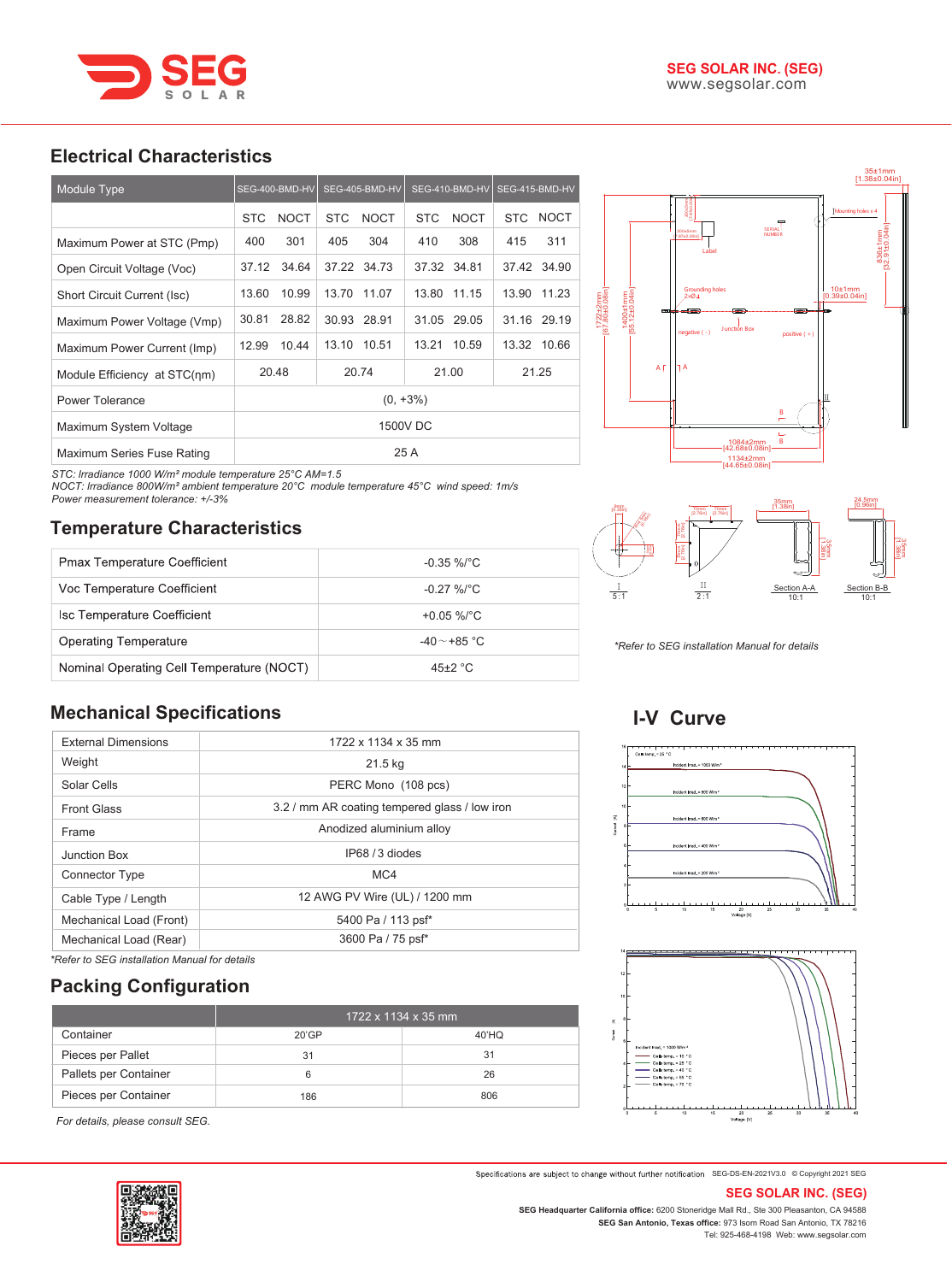SEG SOLAR INC. (SEG)
www.segsolar.com

## Electrical Characteristics

| Module Type | SEG-400-BMD-HV | | SEG-405-BMD-HV | | SEG-410-BMD-HV | | SEG-415-BMD-HV | |
|---|---|---|---|---|---|---|---|---|
| | STC | NOCT | STC | NOCT | STC | NOCT | STC | NOCT |
| Maximum Power at STC (Pmp) | 400 | 301 | 405 | 304 | 410 | 308 | 415 | 311 |
| Open Circuit Voltage (Voc) | 37.12 | 34.64 | 37.22 | 34.73 | 37.32 | 34.81 | 37.42 | 34.90 |
| Short Circuit Current (Isc) | 13.60 | 10.99 | 13.70 | 11.07 | 13.80 | 11.15 | 13.90 | 11.23 |
| Maximum Power Voltage (Vmp) | 30.81 | 28.82 | 30.93 | 28.91 | 31.05 | 29.05 | 31.16 | 29.19 |
| Maximum Power Current (Imp) | 12.99 | 10.44 | 13.10 | 10.51 | 13.21 | 10.59 | 13.32 | 10.66 |
| Module Efficiency at STC(ηm) | 20.48 | | 20.74 | | 21.00 | | 21.25 | |
| Power Tolerance | (0, +3%) | | | | | | | |
| Maximum System Voltage | 1500V DC | | | | | | | |
| Maximum Series Fuse Rating | 25 A | | | | | | | |

*STC: Irradiance 1000 W/m² module temperature 25°C AM=1.5*
*NOCT: Irradiance 800W/m² ambient temperature 20°C module temperature 45°C wind speed: 1m/s*
*Power measurement tolerance: +/-3%*

35±1mm [1.38±0.04in]
Mounting holes x 4
Label
SERIAL NUMBER
836±1mm [32.91±0.04in]
1722±2mm [67.80±0.08in]
1400±1mm [55.12±0.04in]
Grounding holes 2-Ø4
10±1mm [0.39±0.04in]
negative ( - )
Junction Box
positive ( + )
A
A
II
B
B
I
1084±2mm [42.68±0.08in]
1134±2mm [44.65±0.08in]
35mm [1.38in]
24.5mm [0.96in]
Section A-A 10:1
Section B-B 10:1
I 5:1
II 2:1

*Refer to SEG installation Manual for details

## Temperature Characteristics

| | |
|---|---|
| Pmax Temperature Coefficient | -0.35 %/°C |
| Voc Temperature Coefficient | -0.27 %/°C |
| Isc Temperature Coefficient | +0.05 %/°C |
| Operating Temperature | -40 ~ +85 °C |
| Nominal Operating Cell Temperature (NOCT) | 45±2 °C |

## Mechanical Specifications

| | |
|---|---|
| External Dimensions | 1722 x 1134 x 35 mm |
| Weight | 21.5 kg |
| Solar Cells | PERC Mono (108 pcs) |
| Front Glass | 3.2 / mm AR coating tempered glass / low iron |
| Frame | Anodized aluminium alloy |
| Junction Box | IP68 / 3 diodes |
| Connector Type | MC4 |
| Cable Type / Length | 12 AWG PV Wire (UL) / 1200 mm |
| Mechanical Load (Front) | 5400 Pa / 113 psf* |
| Mechanical Load (Rear) | 3600 Pa / 75 psf* |

*Refer to SEG installation Manual for details

## I-V Curve

Cell temp. = 25 °C
Incident Irrad. = 1000 W/m²
Incident Irrad. = 800 W/m²
Incident Irrad. = 600 W/m²
Incident Irrad. = 400 W/m²
Incident Irrad. = 200 W/m²
Current [A]
Voltage [V]

Incident Irrad. = 1000 W/m²
Cells temp. = 10 °C
Cells temp. = 25 °C
Cells temp. = 40 °C
Cells temp. = 55 °C
Cells temp. = 70 °C
Current [A]
Voltage [V]

## Packing Configuration

| | 1722 x 1134 x 35 mm | |
|---|---|---|
| Container | 20'GP | 40'HQ |
| Pieces per Pallet | 31 | 31 |
| Pallets per Container | 6 | 26 |
| Pieces per Container | 186 | 806 |

*For details, please consult SEG.*

Specifications are subject to change without further notification SEG-DS-EN-2021V3.0 © Copyright 2021 SEG

**SEG SOLAR INC. (SEG)**
**SEG Headquarter California office:** 6200 Stoneridge Mall Rd., Ste 300 Pleasanton, CA 94588
**SEG San Antonio, Texas office:** 973 Isom Road San Antonio, TX 78216
Tel: 925-468-4198 Web: www.segsolar.com